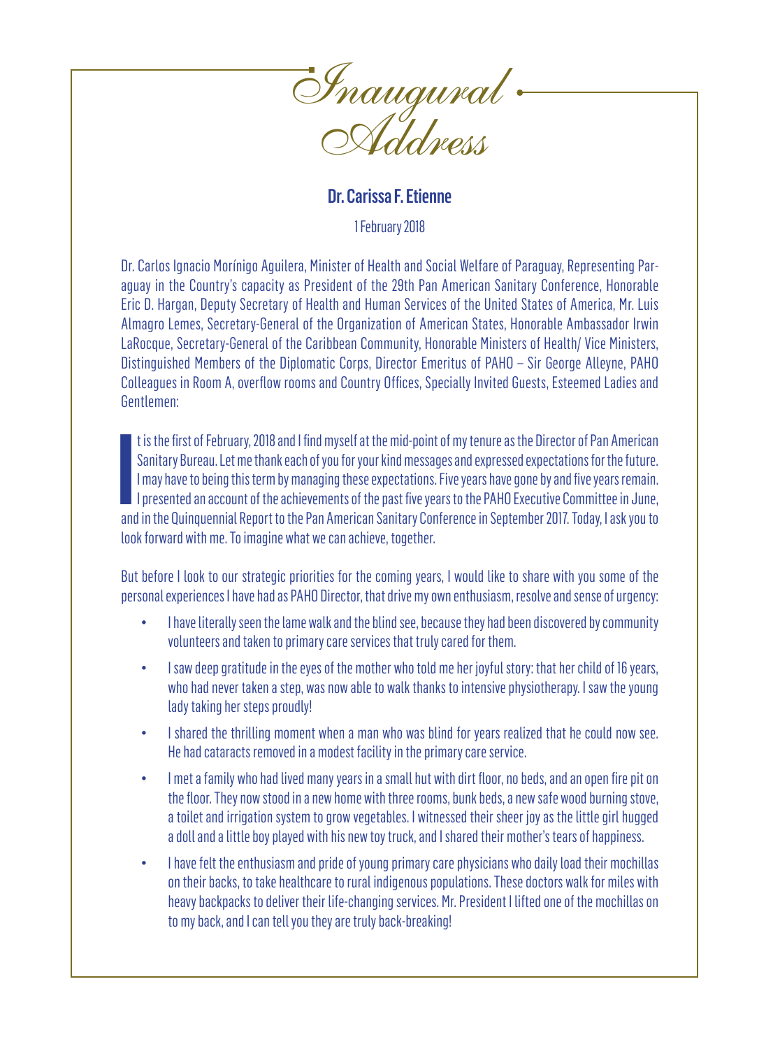# Inaugural Address

## Dr. Carissa F. Etienne

1 February 2018

Dr. Carlos Ignacio Morínigo Aguilera, Minister of Health and Social Welfare of Paraguay, Representing Paraguay in the Country's capacity as President of the 29th Pan American Sanitary Conference, Honorable Eric D. Hargan, Deputy Secretary of Health and Human Services of the United States of America, Mr. Luis Almagro Lemes, Secretary-General of the Organization of American States, Honorable Ambassador Irwin LaRocque, Secretary-General of the Caribbean Community, Honorable Ministers of Health/ Vice Ministers, Distinguished Members of the Diplomatic Corps, Director Emeritus of PAHO – Sir George Alleyne, PAHO Colleagues in Room A, overflow rooms and Country Offices, Specially Invited Guests, Esteemed Ladies and Gentlemen:

It is the first of February, 2018 and I find myself at the mid-point of my tenure as the Director of Pan American Sanitary Bureau. Let me thank each of you for your kind messages and expressed expectations for the future. I may have to being this term by managing these expectations. Five years have gone by and five years remain. I presented an account of the achievements of the past five years to the PAHO Executive Committee in June, and in the Quinquennial Report to the Pan American Sanitary Conference in September 2017. Today, I ask you to look forward with me. To imagine what we can achieve, together.

But before I look to our strategic priorities for the coming years, I would like to share with you some of the personal experiences I have had as PAHO Director, that drive my own enthusiasm, resolve and sense of urgency:

- I have literally seen the lame walk and the blind see, because they had been discovered by community volunteers and taken to primary care services that truly cared for them.
- I saw deep gratitude in the eyes of the mother who told me her joyful story: that her child of 16 years, who had never taken a step, was now able to walk thanks to intensive physiotherapy. I saw the young lady taking her steps proudly!
- I shared the thrilling moment when a man who was blind for years realized that he could now see. He had cataracts removed in a modest facility in the primary care service.
- I met a family who had lived many years in a small hut with dirt floor, no beds, and an open fire pit on the floor. They now stood in a new home with three rooms, bunk beds, a new safe wood burning stove, a toilet and irrigation system to grow vegetables. I witnessed their sheer joy as the little girl hugged a doll and a little boy played with his new toy truck, and I shared their mother's tears of happiness.
- I have felt the enthusiasm and pride of young primary care physicians who daily load their mochillas on their backs, to take healthcare to rural indigenous populations. These doctors walk for miles with heavy backpacks to deliver their life-changing services. Mr. President I lifted one of the mochillas on to my back, and I can tell you they are truly back-breaking!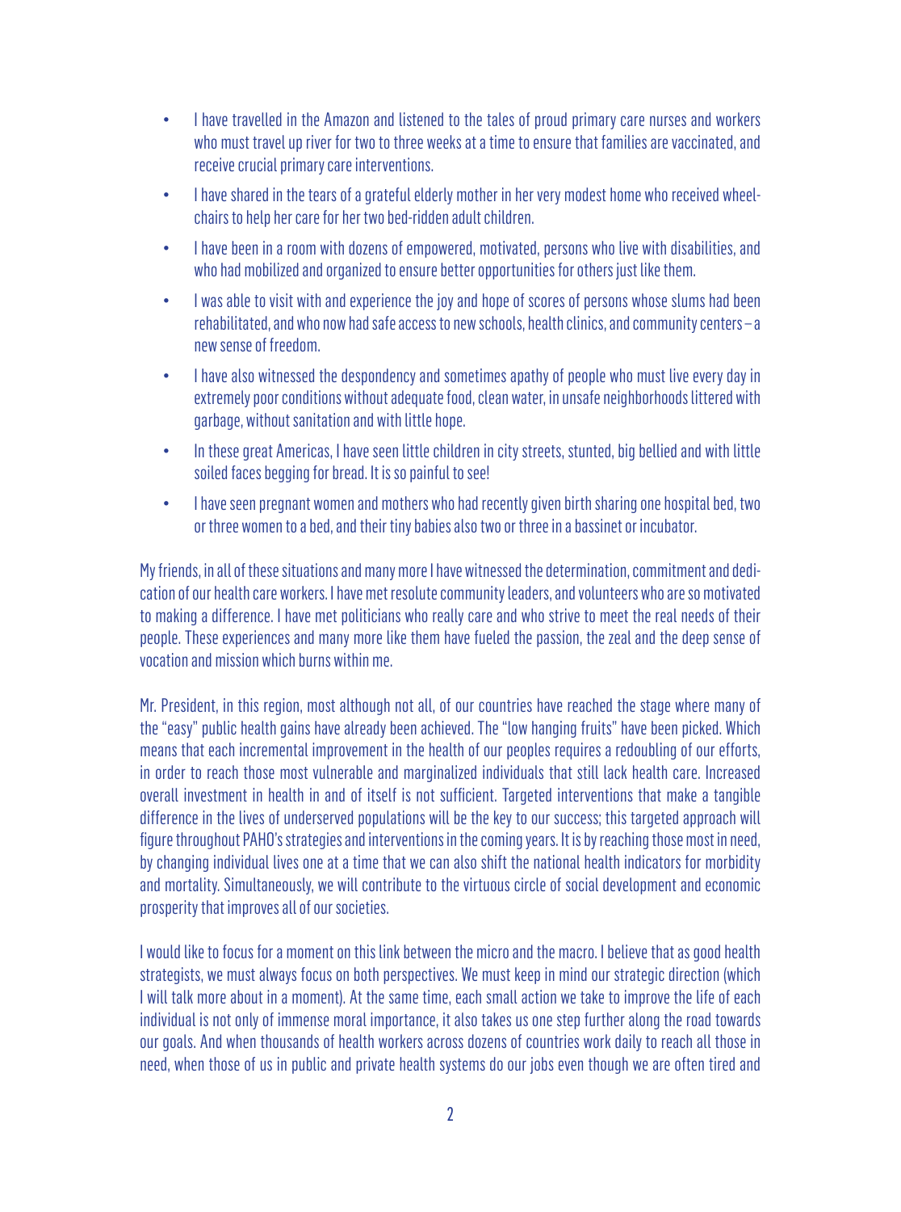- I have travelled in the Amazon and listened to the tales of proud primary care nurses and workers who must travel up river for two to three weeks at a time to ensure that families are vaccinated, and receive crucial primary care interventions.
- I have shared in the tears of a grateful elderly mother in her very modest home who received wheelchairs to help her care for her two bed-ridden adult children.
- I have been in a room with dozens of empowered, motivated, persons who live with disabilities, and who had mobilized and organized to ensure better opportunities for others just like them.
- I was able to visit with and experience the joy and hope of scores of persons whose slums had been rehabilitated, and who now had safe access to new schools, health clinics, and community centers – a new sense of freedom.
- I have also witnessed the despondency and sometimes apathy of people who must live every day in extremely poor conditions without adequate food, clean water, in unsafe neighborhoods littered with garbage, without sanitation and with little hope.
- In these great Americas, I have seen little children in city streets, stunted, big bellied and with little soiled faces begging for bread. It is so painful to see!
- I have seen pregnant women and mothers who had recently given birth sharing one hospital bed, two or three women to a bed, and their tiny babies also two or three in a bassinet or incubator.

My friends, in all of these situations and many more I have witnessed the determination, commitment and dedication of our health care workers. I have met resolute community leaders, and volunteers who are so motivated to making a difference. I have met politicians who really care and who strive to meet the real needs of their people. These experiences and many more like them have fueled the passion, the zeal and the deep sense of vocation and mission which burns within me.

Mr. President, in this region, most although not all, of our countries have reached the stage where many of the "easy" public health gains have already been achieved. The "low hanging fruits" have been picked. Which means that each incremental improvement in the health of our peoples requires a redoubling of our efforts, in order to reach those most vulnerable and marginalized individuals that still lack health care. Increased overall investment in health in and of itself is not sufficient. Targeted interventions that make a tangible difference in the lives of underserved populations will be the key to our success; this targeted approach will figure throughout PAHO's strategies and interventions in the coming years. It is by reaching those most in need, by changing individual lives one at a time that we can also shift the national health indicators for morbidity and mortality. Simultaneously, we will contribute to the virtuous circle of social development and economic prosperity that improves all of our societies.

I would like to focus for a moment on this link between the micro and the macro. I believe that as good health strategists, we must always focus on both perspectives. We must keep in mind our strategic direction (which I will talk more about in a moment). At the same time, each small action we take to improve the life of each individual is not only of immense moral importance, it also takes us one step further along the road towards our goals. And when thousands of health workers across dozens of countries work daily to reach all those in need, when those of us in public and private health systems do our jobs even though we are often tired and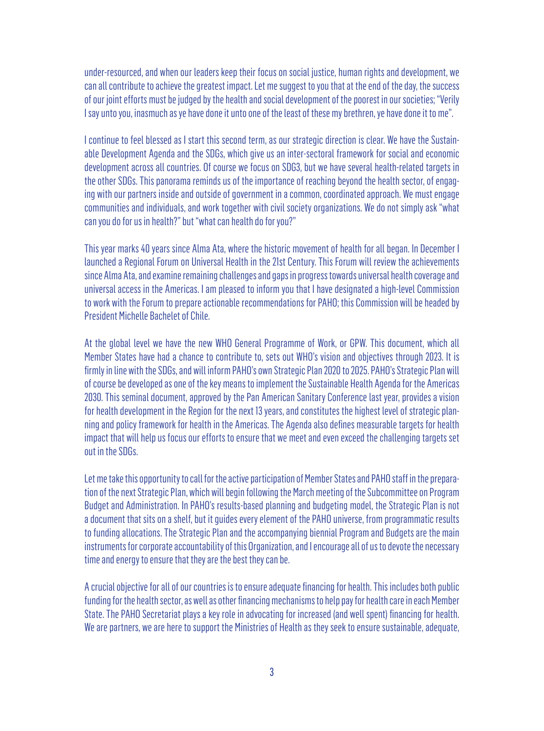under-resourced, and when our leaders keep their focus on social justice, human rights and development, we can all contribute to achieve the greatest impact. Let me suggest to you that at the end of the day, the success of our joint efforts must be judged by the health and social development of the poorest in our societies; "Verily I say unto you, inasmuch as ye have done it unto one of the least of these my brethren, ye have done it to me".

I continue to feel blessed as I start this second term, as our strategic direction is clear. We have the Sustainable Development Agenda and the SDGs, which give us an inter-sectoral framework for social and economic development across all countries. Of course we focus on SDG3, but we have several health-related targets in the other SDGs. This panorama reminds us of the importance of reaching beyond the health sector, of engaging with our partners inside and outside of government in a common, coordinated approach. We must engage communities and individuals, and work together with civil society organizations. We do not simply ask "what can you do for us in health?" but "what can health do for you?"

This year marks 40 years since Alma Ata, where the historic movement of health for all began. In December I launched a Regional Forum on Universal Health in the 21st Century. This Forum will review the achievements since Alma Ata, and examine remaining challenges and gaps in progress towards universal health coverage and universal access in the Americas. I am pleased to inform you that I have designated a high-level Commission to work with the Forum to prepare actionable recommendations for PAHO; this Commission will be headed by President Michelle Bachelet of Chile.

At the global level we have the new WHO General Programme of Work, or GPW. This document, which all Member States have had a chance to contribute to, sets out WHO's vision and objectives through 2023. It is firmly in line with the SDGs, and will inform PAHO's own Strategic Plan 2020 to 2025. PAHO's Strategic Plan will of course be developed as one of the key means to implement the Sustainable Health Agenda for the Americas 2030. This seminal document, approved by the Pan American Sanitary Conference last year, provides a vision for health development in the Region for the next 13 years, and constitutes the highest level of strategic planning and policy framework for health in the Americas. The Agenda also defines measurable targets for health impact that will help us focus our efforts to ensure that we meet and even exceed the challenging targets set out in the SDGs.

Let me take this opportunity to call for the active participation of Member States and PAHO staff in the preparation of the next Strategic Plan, which will begin following the March meeting of the Subcommittee on Program Budget and Administration. In PAHO's results-based planning and budgeting model, the Strategic Plan is not a document that sits on a shelf, but it guides every element of the PAHO universe, from programmatic results to funding allocations. The Strategic Plan and the accompanying biennial Program and Budgets are the main instruments for corporate accountability of this Organization, and I encourage all of us to devote the necessary time and energy to ensure that they are the best they can be.

A crucial objective for all of our countries is to ensure adequate financing for health. This includes both public funding for the health sector, as well as other financing mechanisms to help pay for health care in each Member State. The PAHO Secretariat plays a key role in advocating for increased (and well spent) financing for health. We are partners, we are here to support the Ministries of Health as they seek to ensure sustainable, adequate,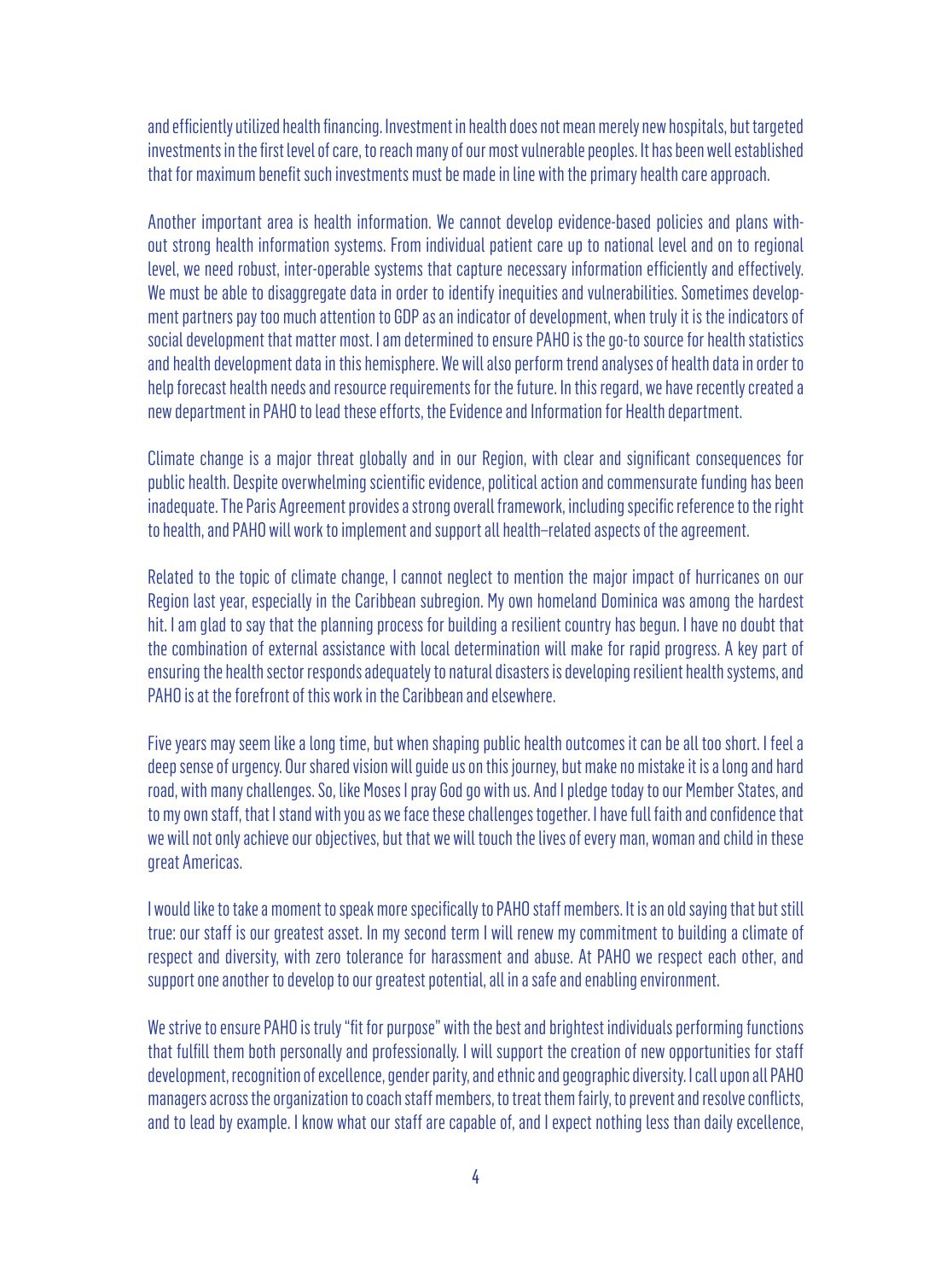and efficiently utilized health financing. Investment in health does not mean merely new hospitals, but targeted investments in the first level of care, to reach many of our most vulnerable peoples. It has been well established that for maximum benefit such investments must be made in line with the primary health care approach.

Another important area is health information. We cannot develop evidence-based policies and plans without strong health information systems. From individual patient care up to national level and on to regional level, we need robust, inter-operable systems that capture necessary information efficiently and effectively. We must be able to disaggregate data in order to identify inequities and vulnerabilities. Sometimes development partners pay too much attention to GDP as an indicator of development, when truly it is the indicators of social development that matter most. I am determined to ensure PAHO is the go-to source for health statistics and health development data in this hemisphere. We will also perform trend analyses of health data in order to help forecast health needs and resource requirements for the future. In this regard, we have recently created a new department in PAHO to lead these efforts, the Evidence and Information for Health department.

Climate change is a major threat globally and in our Region, with clear and significant consequences for public health. Despite overwhelming scientific evidence, political action and commensurate funding has been inadequate. The Paris Agreement provides a strong overall framework, including specific reference to the right to health, and PAHO will work to implement and support all health–related aspects of the agreement.

Related to the topic of climate change, I cannot neglect to mention the major impact of hurricanes on our Region last year, especially in the Caribbean subregion. My own homeland Dominica was among the hardest hit. I am glad to say that the planning process for building a resilient country has begun. I have no doubt that the combination of external assistance with local determination will make for rapid progress. A key part of ensuring the health sector responds adequately to natural disasters is developing resilient health systems, and PAHO is at the forefront of this work in the Caribbean and elsewhere.

Five years may seem like a long time, but when shaping public health outcomes it can be all too short. I feel a deep sense of urgency. Our shared vision will guide us on this journey, but make no mistake it is a long and hard road, with many challenges. So, like Moses I pray God go with us. And I pledge today to our Member States, and to my own staff, that I stand with you as we face these challenges together. I have full faith and confidence that we will not only achieve our objectives, but that we will touch the lives of every man, woman and child in these great Americas.

I would like to take a moment to speak more specifically to PAHO staff members. It is an old saying that but still true: our staff is our greatest asset. In my second term I will renew my commitment to building a climate of respect and diversity, with zero tolerance for harassment and abuse. At PAHO we respect each other, and support one another to develop to our greatest potential, all in a safe and enabling environment.

We strive to ensure PAHO is truly "fit for purpose" with the best and brightest individuals performing functions that fulfill them both personally and professionally. I will support the creation of new opportunities for staff development, recognition of excellence, gender parity, and ethnic and geographic diversity. I call upon all PAHO managers across the organization to coach staff members, to treat them fairly, to prevent and resolve conflicts, and to lead by example. I know what our staff are capable of, and I expect nothing less than daily excellence,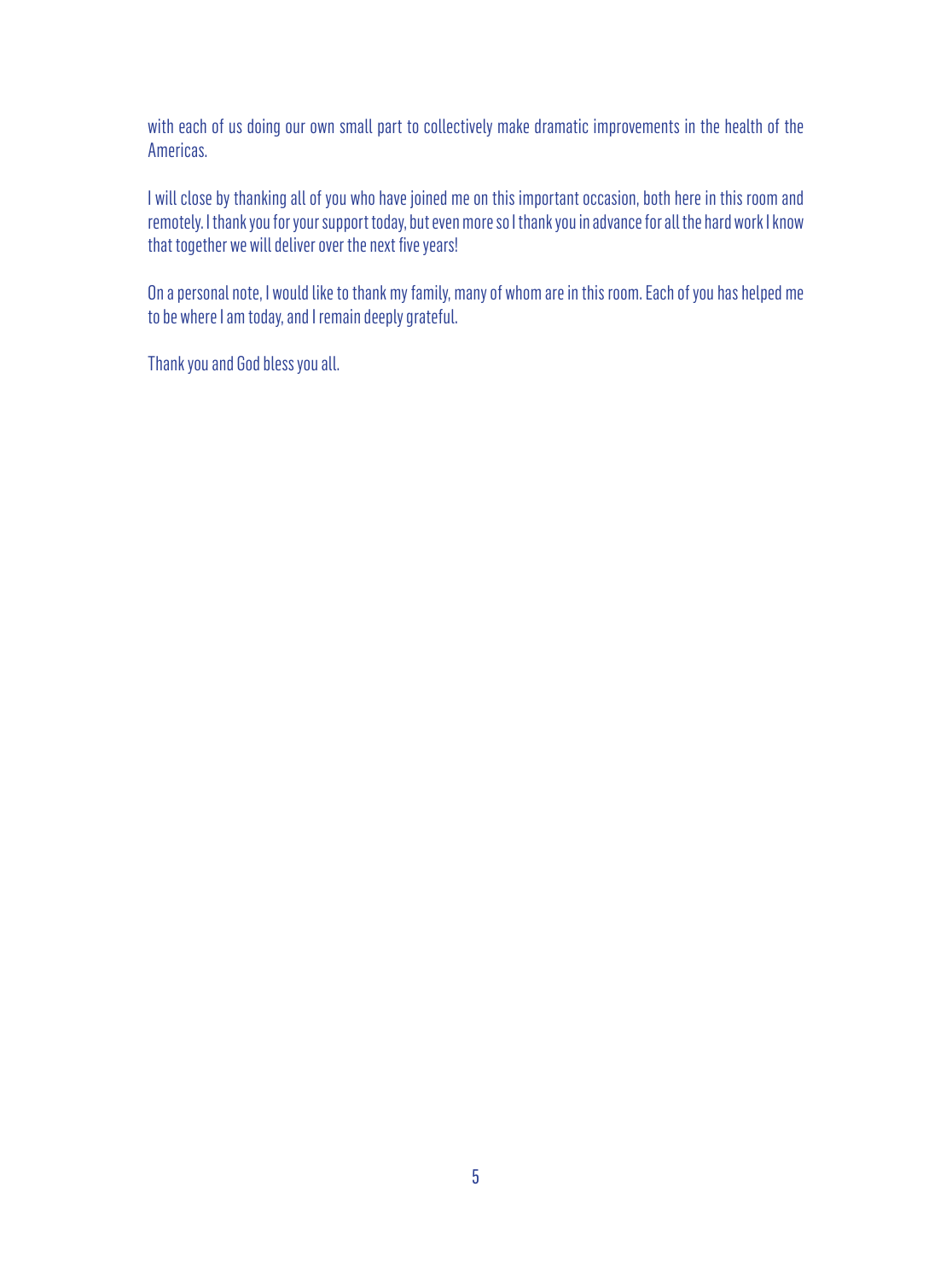with each of us doing our own small part to collectively make dramatic improvements in the health of the Americas.

I will close by thanking all of you who have joined me on this important occasion, both here in this room and remotely. I thank you for your support today, but even more so I thank you in advance for all the hard work I know that together we will deliver over the next five years!

On a personal note, I would like to thank my family, many of whom are in this room. Each of you has helped me to be where I am today, and I remain deeply grateful.

Thank you and God bless you all.